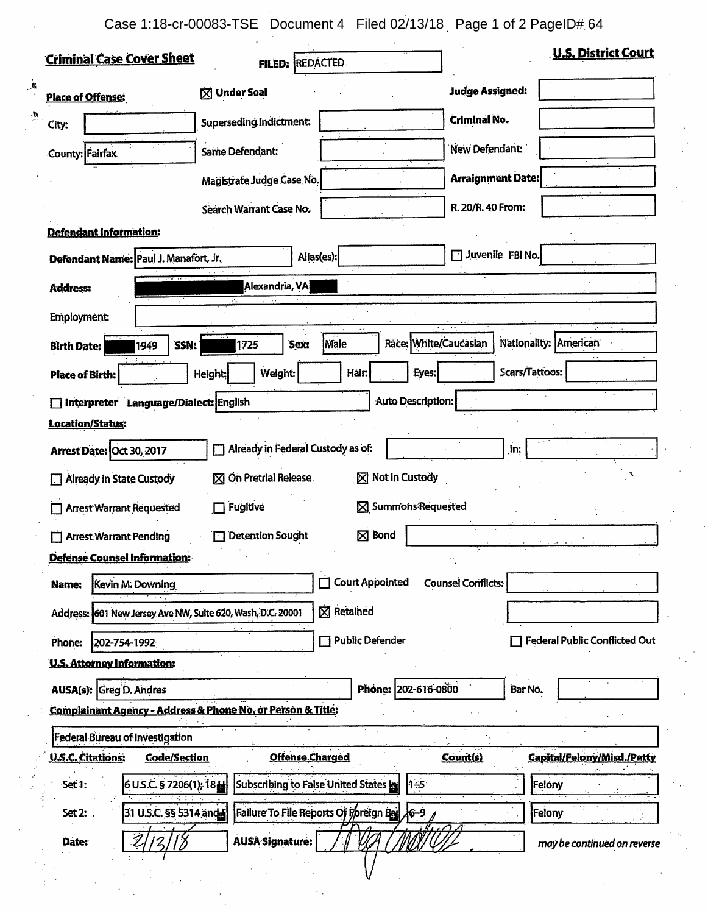**Criminal Case Cover Sheet** — FILED: REDACTED — **U.S. District Court**

**Place of Offense:** ☒ Under Seal — **Judge Assigned:**

City: — Superseding Indictment: — Criminal No.

County: Fairfax — Same Defendant: — New Defendant:

Magistrate Judge Case No. — Arraignment Date:

Search Warrant Case No. — R. 20/R. 40 From:

**Defendant Information:**

**Defendant Name:** Paul J. Manafort, Jr. — Alias(es): — ☐ Juvenile — FBI No.

**Address:** ██████ Alexandria, VA ███

Employment:

**Birth Date:** ███1949 — **SSN:** ███1725 — **Sex:** Male — Race: White/Caucasian — Nationality: American

**Place of Birth:** — Height: — Weight: — Hair: — Eyes: — Scars/Tattoos:

☐ **Interpreter** — **Language/Dialect:** English — Auto Description:

**Location/Status:**

**Arrest Date:** Oct 30, 2017 — ☐ Already in Federal Custody as of: — in:

☐ Already in State Custody — ☒ On Pretrial Release — ☒ Not in Custody

☐ Arrest Warrant Requested — ☐ Fugitive — ☒ Summons Requested

☐ Arrest Warrant Pending — ☐ Detention Sought — ☒ Bond

**Defense Counsel Information:**

**Name:** Kevin M. Downing — ☐ Court Appointed — Counsel Conflicts:

Address: 601 New Jersey Ave NW, Suite 620, Wash, D.C. 20001 — ☒ Retained

Phone: 202-754-1992 — ☐ Public Defender — ☐ Federal Public Conflicted Out

**U.S. Attorney Information:**

**AUSA(s):** Greg D. Andres — **Phone:** 202-616-0800 — Bar No.

**Complainant Agency - Address & Phone No. or Person & Title:**

Federal Bureau of Investigation

| **U.S.C. Citations:** | **Code/Section** | **Offense Charged** | **Count(s)** | **Capital/Felony/Misd./Petty** |
|---|---|---|---|---|
| Set 1: | 26 U.S.C. § 7206(1); 18 | Subscribing to False United States In | 1-5 | Felony |
| Set 2: | 31 U.S.C. §§ 5314 and | Failure To File Reports Of Foreign Ba | 6-9 | Felony |

**Date:** 2/13/18 — **AUSA Signature:** [signature]

*may be continued on reverse*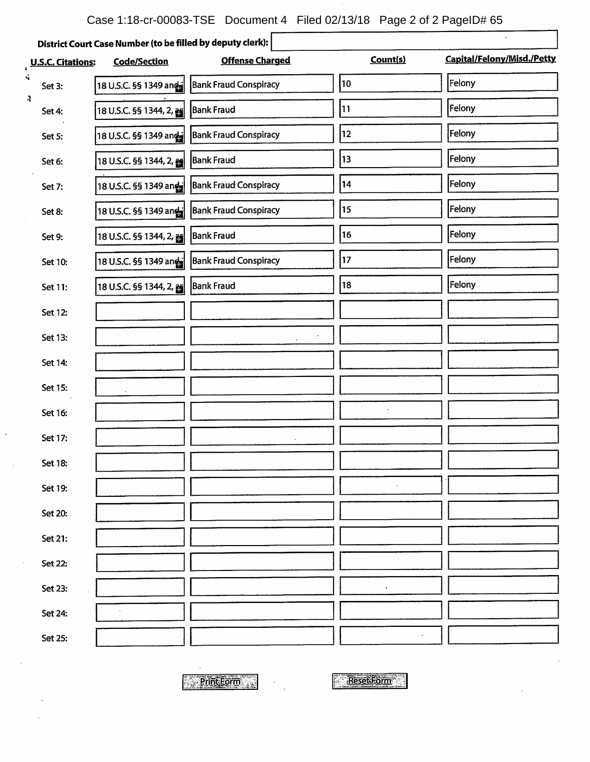**District Court Case Number (to be filled by deputy clerk):**

| U.S.C. Citations: | Code/Section | Offense Charged | Count(s) | Capital/Felony/Misd./Petty |
|---|---|---|---|---|
| Set 3: | 18 U.S.C. §§ 1349 and | Bank Fraud Conspiracy | 10 | Felony |
| Set 4: | 18 U.S.C. §§ 1344, 2, | Bank Fraud | 11 | Felony |
| Set 5: | 18 U.S.C. §§ 1349 and | Bank Fraud Conspiracy | 12 | Felony |
| Set 6: | 18 U.S.C. §§ 1344, 2, | Bank Fraud | 13 | Felony |
| Set 7: | 18 U.S.C. §§ 1349 and | Bank Fraud Conspiracy | 14 | Felony |
| Set 8: | 18 U.S.C. §§ 1349 and | Bank Fraud Conspiracy | 15 | Felony |
| Set 9: | 18 U.S.C. §§ 1344, 2, | Bank Fraud | 16 | Felony |
| Set 10: | 18 U.S.C. §§ 1349 and | Bank Fraud Conspiracy | 17 | Felony |
| Set 11: | 18 U.S.C. §§ 1344, 2, | Bank Fraud | 18 | Felony |
| Set 12: | | | | |
| Set 13: | | | | |
| Set 14: | | | | |
| Set 15: | | | | |
| Set 16: | | | | |
| Set 17: | | | | |
| Set 18: | | | | |
| Set 19: | | | | |
| Set 20: | | | | |
| Set 21: | | | | |
| Set 22: | | | | |
| Set 23: | | | | |
| Set 24: | | | | |
| Set 25: | | | | |

Print Form Reset Form